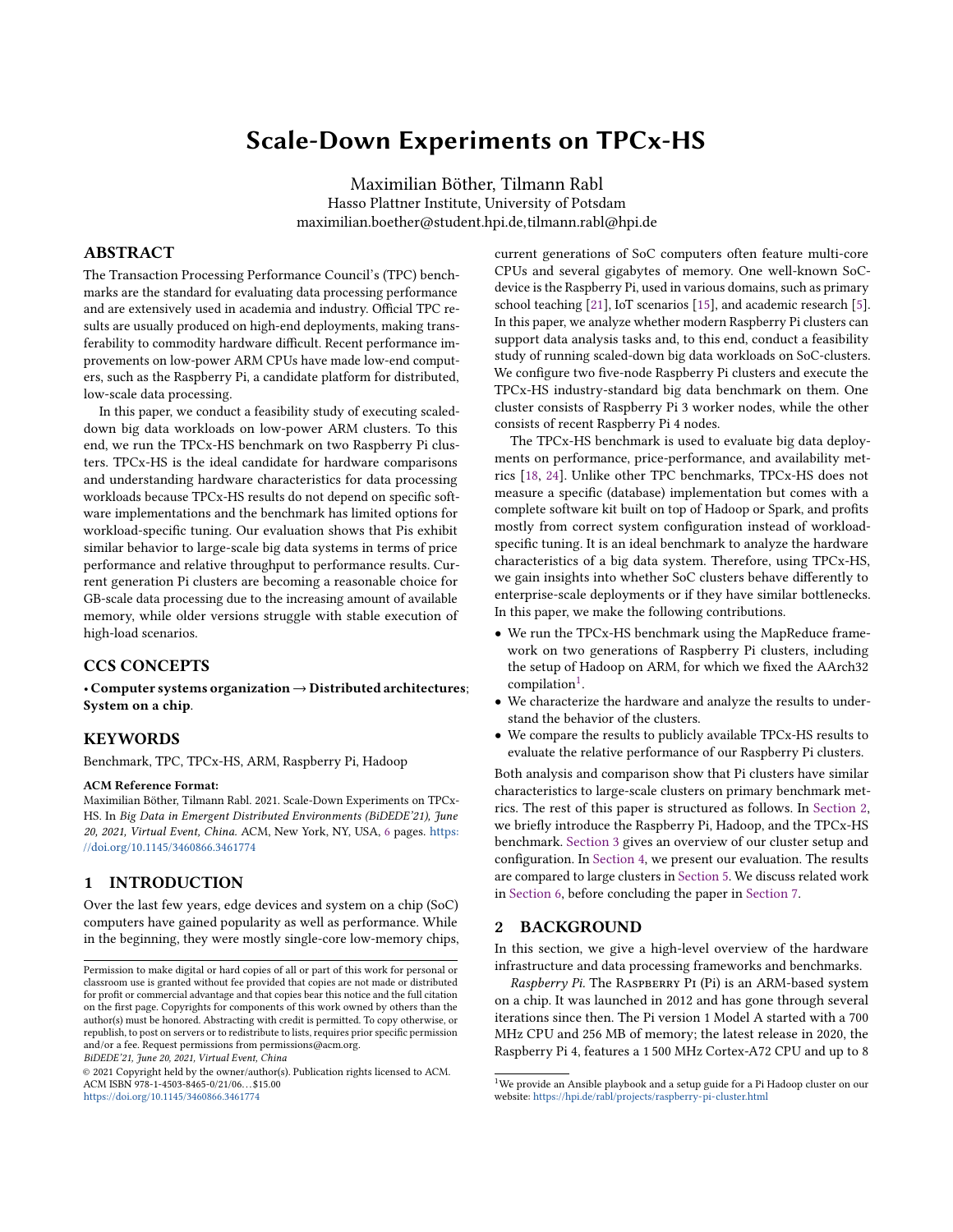# Scale-Down Experiments on TPCx-HS

Maximilian Böther, Tilmann Rabl
Hasso Plattner Institute, University of Potsdam
maximilian.boether@student.hpi.de,tilmann.rabl@hpi.de

## ABSTRACT

The Transaction Processing Performance Council's (TPC) benchmarks are the standard for evaluating data processing performance and are extensively used in academia and industry. Official TPC results are usually produced on high-end deployments, making transferability to commodity hardware difficult. Recent performance improvements on low-power ARM CPUs have made low-end computers, such as the Raspberry Pi, a candidate platform for distributed, low-scale data processing.

In this paper, we conduct a feasibility study of executing scaled-down big data workloads on low-power ARM clusters. To this end, we run the TPCx-HS benchmark on two Raspberry Pi clusters. TPCx-HS is the ideal candidate for hardware comparisons and understanding hardware characteristics for data processing workloads because TPCx-HS results do not depend on specific software implementations and the benchmark has limited options for workload-specific tuning. Our evaluation shows that Pis exhibit similar behavior to large-scale big data systems in terms of price performance and relative throughput to performance results. Current generation Pi clusters are becoming a reasonable choice for GB-scale data processing due to the increasing amount of available memory, while older versions struggle with stable execution of high-load scenarios.

## CCS CONCEPTS

• **Computer systems organization → Distributed architectures**; **System on a chip**.

## KEYWORDS

Benchmark, TPC, TPCx-HS, ARM, Raspberry Pi, Hadoop

**ACM Reference Format:**
Maximilian Böther, Tilmann Rabl. 2021. Scale-Down Experiments on TPCx-HS. In *Big Data in Emergent Distributed Environments (BiDEDE'21), June 20, 2021, Virtual Event, China.* ACM, New York, NY, USA, 6 pages. https://doi.org/10.1145/3460866.3461774

## 1 INTRODUCTION

Over the last few years, edge devices and system on a chip (SoC) computers have gained popularity as well as performance. While in the beginning, they were mostly single-core low-memory chips, current generations of SoC computers often feature multi-core CPUs and several gigabytes of memory. One well-known SoC-device is the Raspberry Pi, used in various domains, such as primary school teaching [21], IoT scenarios [15], and academic research [5]. In this paper, we analyze whether modern Raspberry Pi clusters can support data analysis tasks and, to this end, conduct a feasibility study of running scaled-down big data workloads on SoC-clusters. We configure two five-node Raspberry Pi clusters and execute the TPCx-HS industry-standard big data benchmark on them. One cluster consists of Raspberry Pi 3 worker nodes, while the other consists of recent Raspberry Pi 4 nodes.

The TPCx-HS benchmark is used to evaluate big data deployments on performance, price-performance, and availability metrics [18, 24]. Unlike other TPC benchmarks, TPCx-HS does not measure a specific (database) implementation but comes with a complete software kit built on top of Hadoop or Spark, and profits mostly from correct system configuration instead of workload-specific tuning. It is an ideal benchmark to analyze the hardware characteristics of a big data system. Therefore, using TPCx-HS, we gain insights into whether SoC clusters behave differently to enterprise-scale deployments or if they have similar bottlenecks. In this paper, we make the following contributions.

- We run the TPCx-HS benchmark using the MapReduce framework on two generations of Raspberry Pi clusters, including the setup of Hadoop on ARM, for which we fixed the AArch32 compilation[1].
- We characterize the hardware and analyze the results to understand the behavior of the clusters.
- We compare the results to publicly available TPCx-HS results to evaluate the relative performance of our Raspberry Pi clusters.

Both analysis and comparison show that Pi clusters have similar characteristics to large-scale clusters on primary benchmark metrics. The rest of this paper is structured as follows. In Section 2, we briefly introduce the Raspberry Pi, Hadoop, and the TPCx-HS benchmark. Section 3 gives an overview of our cluster setup and configuration. In Section 4, we present our evaluation. The results are compared to large clusters in Section 5. We discuss related work in Section 6, before concluding the paper in Section 7.

## 2 BACKGROUND

In this section, we give a high-level overview of the hardware infrastructure and data processing frameworks and benchmarks.

*Raspberry Pi.* The Raspberry Pi (Pi) is an ARM-based system on a chip. It was launched in 2012 and has gone through several iterations since then. The Pi version 1 Model A started with a 700 MHz CPU and 256 MB of memory; the latest release in 2020, the Raspberry Pi 4, features a 1 500 MHz Cortex-A72 CPU and up to 8

---

Permission to make digital or hard copies of all or part of this work for personal or classroom use is granted without fee provided that copies are not made or distributed for profit or commercial advantage and that copies bear this notice and the full citation on the first page. Copyrights for components of this work owned by others than the author(s) must be honored. Abstracting with credit is permitted. To copy otherwise, or republish, to post on servers or to redistribute to lists, requires prior specific permission and/or a fee. Request permissions from permissions@acm.org.
*BiDEDE'21, June 20, 2021, Virtual Event, China*
© 2021 Copyright held by the owner/author(s). Publication rights licensed to ACM.
ACM ISBN 978-1-4503-8465-0/21/06…$15.00
https://doi.org/10.1145/3460866.3461774

[1] We provide an Ansible playbook and a setup guide for a Pi Hadoop cluster on our website: https://hpi.de/rabl/projects/raspberry-pi-cluster.html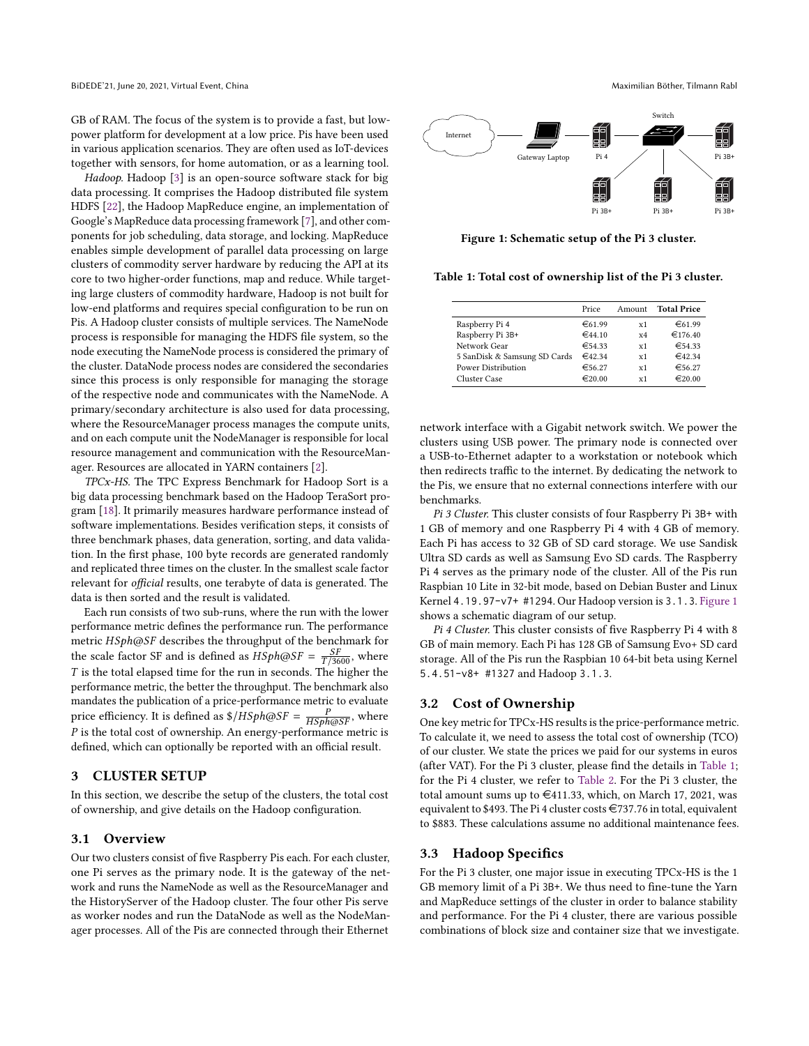GB of RAM. The focus of the system is to provide a fast, but low-power platform for development at a low price. Pis have been used in various application scenarios. They are often used as IoT-devices together with sensors, for home automation, or as a learning tool.

*Hadoop.* Hadoop [3] is an open-source software stack for big data processing. It comprises the Hadoop distributed file system HDFS [22], the Hadoop MapReduce engine, an implementation of Google's MapReduce data processing framework [7], and other components for job scheduling, data storage, and locking. MapReduce enables simple development of parallel data processing on large clusters of commodity server hardware by reducing the API at its core to two higher-order functions, map and reduce. While targeting large clusters of commodity hardware, Hadoop is not built for low-end platforms and requires special configuration to be run on Pis. A Hadoop cluster consists of multiple services. The NameNode process is responsible for managing the HDFS file system, so the node executing the NameNode process is considered the primary of the cluster. DataNode process nodes are considered the secondaries since this process is only responsible for managing the storage of the respective node and communicates with the NameNode. A primary/secondary architecture is also used for data processing, where the ResourceManager process manages the compute units, and on each compute unit the NodeManager is responsible for local resource management and communication with the ResourceManager. Resources are allocated in YARN containers [2].

*TPCx-HS.* The TPC Express Benchmark for Hadoop Sort is a big data processing benchmark based on the Hadoop TeraSort program [18]. It primarily measures hardware performance instead of software implementations. Besides verification steps, it consists of three benchmark phases, data generation, sorting, and data validation. In the first phase, 100 byte records are generated randomly and replicated three times on the cluster. In the smallest scale factor relevant for *official* results, one terabyte of data is generated. The data is then sorted and the result is validated.

Each run consists of two sub-runs, where the run with the lower performance metric defines the performance run. The performance metric $HSph@SF$ describes the throughput of the benchmark for the scale factor SF and is defined as $HSph@SF = \frac{SF}{T/3600}$, where $T$ is the total elapsed time for the run in seconds. The higher the performance metric, the better the throughput. The benchmark also mandates the publication of a price-performance metric to evaluate price efficiency. It is defined as $\$/HSph@SF = \frac{P}{HSph@SF}$, where $P$ is the total cost of ownership. An energy-performance metric is defined, which can optionally be reported with an official result.

## 3 CLUSTER SETUP

In this section, we describe the setup of the clusters, the total cost of ownership, and give details on the Hadoop configuration.

### 3.1 Overview

Our two clusters consist of five Raspberry Pis each. For each cluster, one Pi serves as the primary node. It is the gateway of the network and runs the NameNode as well as the ResourceManager and the HistoryServer of the Hadoop cluster. The four other Pis serve as worker nodes and run the DataNode as well as the NodeManager processes. All of the Pis are connected through their Ethernet network interface with a Gigabit network switch. We power the clusters using USB power. The primary node is connected over a USB-to-Ethernet adapter to a workstation or notebook which then redirects traffic to the internet. By dedicating the network to the Pis, we ensure that no external connections interfere with our benchmarks.

*Pi 3 Cluster.* This cluster consists of four Raspberry Pi 3B+ with 1 GB of memory and one Raspberry Pi 4 with 4 GB of memory. Each Pi has access to 32 GB of SD card storage. We use Sandisk Ultra SD cards as well as Samsung Evo SD cards. The Raspberry Pi 4 serves as the primary node of the cluster. All of the Pis run Raspbian 10 Lite in 32-bit mode, based on Debian Buster and Linux Kernel `4.19.97-v7+ #1294`. Our Hadoop version is `3.1.3`. Figure 1 shows a schematic diagram of our setup.

*Pi 4 Cluster.* This cluster consists of five Raspberry Pi 4 with 8 GB of main memory. Each Pi has 128 GB of Samsung Evo+ SD card storage. All of the Pis run the Raspbian 10 64-bit beta using Kernel `5.4.51-v8+ #1327` and Hadoop `3.1.3`.

Figure 1: Schematic setup of the Pi 3 cluster.

Table 1: Total cost of ownership list of the Pi 3 cluster.

| | Price | Amount | **Total Price** |
|---|---|---|---|
| Raspberry Pi 4 | €61.99 | x1 | €61.99 |
| Raspberry Pi 3B+ | €44.10 | x4 | €176.40 |
| Network Gear | €54.33 | x1 | €54.33 |
| 5 SanDisk & Samsung SD Cards | €42.34 | x1 | €42.34 |
| Power Distribution | €56.27 | x1 | €56.27 |
| Cluster Case | €20.00 | x1 | €20.00 |

### 3.2 Cost of Ownership

One key metric for TPCx-HS results is the price-performance metric. To calculate it, we need to assess the total cost of ownership (TCO) of our cluster. We state the prices we paid for our systems in euros (after VAT). For the Pi 3 cluster, please find the details in Table 1; for the Pi 4 cluster, we refer to Table 2. For the Pi 3 cluster, the total amount sums up to €411.33, which, on March 17, 2021, was equivalent to $493. The Pi 4 cluster costs €737.76 in total, equivalent to $883. These calculations assume no additional maintenance fees.

### 3.3 Hadoop Specifics

For the Pi 3 cluster, one major issue in executing TPCx-HS is the 1 GB memory limit of a Pi 3B+. We thus need to fine-tune the Yarn and MapReduce settings of the cluster in order to balance stability and performance. For the Pi 4 cluster, there are various possible combinations of block size and container size that we investigate.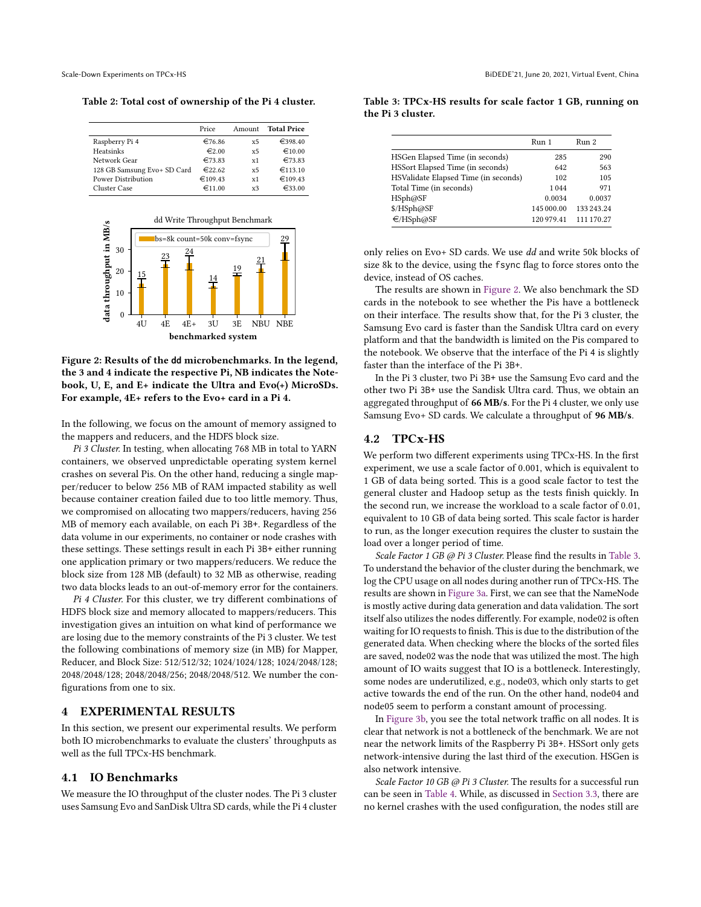Table 2: Total cost of ownership of the Pi 4 cluster.

| | Price | Amount | Total Price |
|---|---|---|---|
| Raspberry Pi 4 | €76.86 | x5 | €398.40 |
| Heatsinks | €2.00 | x5 | €10.00 |
| Network Gear | €73.83 | x1 | €73.83 |
| 128 GB Samsung Evo+ SD Card | €22.62 | x5 | €113.10 |
| Power Distribution | €109.43 | x1 | €109.43 |
| Cluster Case | €11.00 | x3 | €33.00 |

Figure 2: Results of the dd microbenchmarks. In the legend, the 3 and 4 indicate the respective Pi, NB indicates the Notebook, U, E, and E+ indicate the Ultra and Evo(+) MicroSDs. For example, 4E+ refers to the Evo+ card in a Pi 4.

In the following, we focus on the amount of memory assigned to the mappers and reducers, and the HDFS block size.

*Pi 3 Cluster.* In testing, when allocating 768 MB in total to YARN containers, we observed unpredictable operating system kernel crashes on several Pis. On the other hand, reducing a single mapper/reducer to below 256 MB of RAM impacted stability as well because container creation failed due to too little memory. Thus, we compromised on allocating two mappers/reducers, having 256 MB of memory each available, on each Pi 3B+. Regardless of the data volume in our experiments, no container or node crashes with these settings. These settings result in each Pi 3B+ either running one application primary or two mappers/reducers. We reduce the block size from 128 MB (default) to 32 MB as otherwise, reading two data blocks leads to an out-of-memory error for the containers.

*Pi 4 Cluster.* For this cluster, we try different combinations of HDFS block size and memory allocated to mappers/reducers. This investigation gives an intuition on what kind of performance we are losing due to the memory constraints of the Pi 3 cluster. We test the following combinations of memory size (in MB) for Mapper, Reducer, and Block Size: 512/512/32; 1024/1024/128; 1024/2048/128; 2048/2048/128; 2048/2048/256; 2048/2048/512. We number the configurations from one to six.

## 4 EXPERIMENTAL RESULTS

In this section, we present our experimental results. We perform both IO microbenchmarks to evaluate the clusters' throughputs as well as the full TPCx-HS benchmark.

### 4.1 IO Benchmarks

We measure the IO throughput of the cluster nodes. The Pi 3 cluster uses Samsung Evo and SanDisk Ultra SD cards, while the Pi 4 cluster only relies on Evo+ SD cards. We use *dd* and write 50k blocks of size 8k to the device, using the fsync flag to force stores onto the device, instead of OS caches.

The results are shown in Figure 2. We also benchmark the SD cards in the notebook to see whether the Pis have a bottleneck on their interface. The results show that, for the Pi 3 cluster, the Samsung Evo card is faster than the Sandisk Ultra card on every platform and that the bandwidth is limited on the Pis compared to the notebook. We observe that the interface of the Pi 4 is slightly faster than the interface of the Pi 3B+.

In the Pi 3 cluster, two Pi 3B+ use the Samsung Evo card and the other two Pi 3B+ use the Sandisk Ultra card. Thus, we obtain an aggregated throughput of **66 MB/s**. For the Pi 4 cluster, we only use Samsung Evo+ SD cards. We calculate a throughput of **96 MB/s**.

### 4.2 TPCx-HS

We perform two different experiments using TPCx-HS. In the first experiment, we use a scale factor of 0.001, which is equivalent to 1 GB of data being sorted. This is a good scale factor to test the general cluster and Hadoop setup as the tests finish quickly. In the second run, we increase the workload to a scale factor of 0.01, equivalent to 10 GB of data being sorted. This scale factor is harder to run, as the longer execution requires the cluster to sustain the load over a longer period of time.

*Scale Factor 1 GB @ Pi 3 Cluster.* Please find the results in Table 3. To understand the behavior of the cluster during the benchmark, we log the CPU usage on all nodes during another run of TPCx-HS. The results are shown in Figure 3a. First, we can see that the NameNode is mostly active during data generation and data validation. The sort itself also utilizes the nodes differently. For example, node02 is often waiting for IO requests to finish. This is due to the distribution of the generated data. When checking where the blocks of the sorted files are saved, node02 was the node that was utilized the most. The high amount of IO waits suggest that IO is a bottleneck. Interestingly, some nodes are underutilized, e.g., node03, which only starts to get active towards the end of the run. On the other hand, node04 and node05 seem to perform a constant amount of processing.

Table 3: TPCx-HS results for scale factor 1 GB, running on the Pi 3 cluster.

| | Run 1 | Run 2 |
|---|---|---|
| HSGen Elapsed Time (in seconds) | 285 | 290 |
| HSSort Elapsed Time (in seconds) | 642 | 563 |
| HSValidate Elapsed Time (in seconds) | 102 | 105 |
| Total Time (in seconds) | 1 044 | 971 |
| HSph@SF | 0.0034 | 0.0037 |
| $/HSph@SF | 145 000.00 | 133 243.24 |
| €/HSph@SF | 120 979.41 | 111 170.27 |

In Figure 3b, you see the total network traffic on all nodes. It is clear that network is not a bottleneck of the benchmark. We are not near the network limits of the Raspberry Pi 3B+. HSSort only gets network-intensive during the last third of the execution. HSGen is also network intensive.

*Scale Factor 10 GB @ Pi 3 Cluster.* The results for a successful run can be seen in Table 4. While, as discussed in Section 3.3, there are no kernel crashes with the used configuration, the nodes still are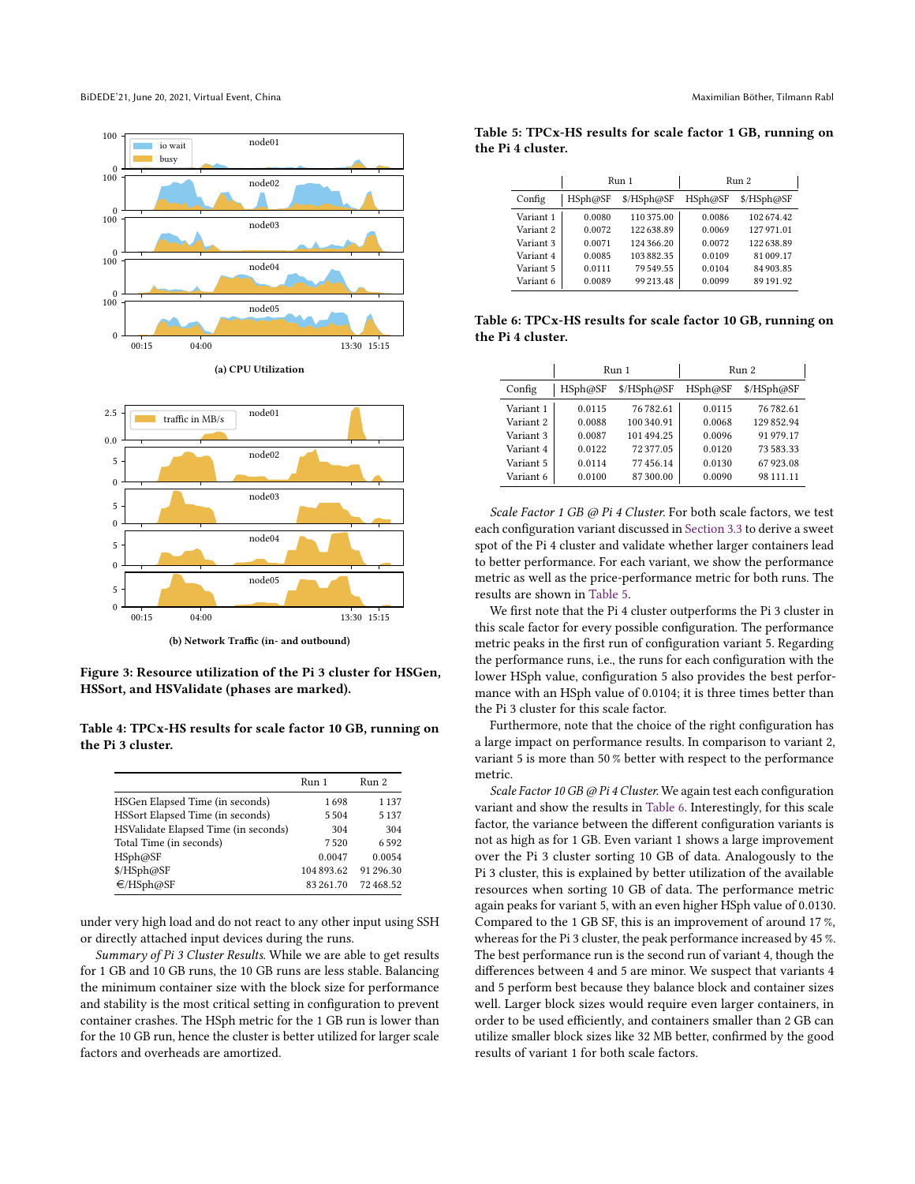(a) CPU Utilization

(b) Network Traffic (in- and outbound)

**Figure 3: Resource utilization of the Pi 3 cluster for HSGen, HSSort, and HSValidate (phases are marked).**

**Table 4: TPCx-HS results for scale factor 10 GB, running on the Pi 3 cluster.**

| | Run 1 | Run 2 |
|---|---|---|
| HSGen Elapsed Time (in seconds) | 1 698 | 1 137 |
| HSSort Elapsed Time (in seconds) | 5 504 | 5 137 |
| HSValidate Elapsed Time (in seconds) | 304 | 304 |
| Total Time (in seconds) | 7 520 | 6 592 |
| HSph@SF | 0.0047 | 0.0054 |
| $/HSph@SF | 104 893.62 | 91 296.30 |
| €/HSph@SF | 83 261.70 | 72 468.52 |

under very high load and do not react to any other input using SSH or directly attached input devices during the runs.

*Summary of Pi 3 Cluster Results.* While we are able to get results for 1 GB and 10 GB runs, the 10 GB runs are less stable. Balancing the minimum container size with the block size for performance and stability is the most critical setting in configuration to prevent container crashes. The HSph metric for the 1 GB run is lower than for the 10 GB run, hence the cluster is better utilized for larger scale factors and overheads are amortized.

**Table 5: TPCx-HS results for scale factor 1 GB, running on the Pi 4 cluster.**

| | Run 1 | | Run 2 | |
|---|---|---|---|---|
| Config | HSph@SF | $/HSph@SF | HSph@SF | $/HSph@SF |
| Variant 1 | 0.0080 | 110 375.00 | 0.0086 | 102 674.42 |
| Variant 2 | 0.0072 | 122 638.89 | 0.0069 | 127 971.01 |
| Variant 3 | 0.0071 | 124 366.20 | 0.0072 | 122 638.89 |
| Variant 4 | 0.0085 | 103 882.35 | 0.0109 | 81 009.17 |
| Variant 5 | 0.0111 | 79 549.55 | 0.0104 | 84 903.85 |
| Variant 6 | 0.0089 | 99 213.48 | 0.0099 | 89 191.92 |

**Table 6: TPCx-HS results for scale factor 10 GB, running on the Pi 4 cluster.**

| | Run 1 | | Run 2 | |
|---|---|---|---|---|
| Config | HSph@SF | $/HSph@SF | HSph@SF | $/HSph@SF |
| Variant 1 | 0.0115 | 76 782.61 | 0.0115 | 76 782.61 |
| Variant 2 | 0.0088 | 100 340.91 | 0.0068 | 129 852.94 |
| Variant 3 | 0.0087 | 101 494.25 | 0.0096 | 91 979.17 |
| Variant 4 | 0.0122 | 72 377.05 | 0.0120 | 73 583.33 |
| Variant 5 | 0.0114 | 77 456.14 | 0.0130 | 67 923.08 |
| Variant 6 | 0.0100 | 87 300.00 | 0.0090 | 98 111.11 |

*Scale Factor 1 GB @ Pi 4 Cluster.* For both scale factors, we test each configuration variant discussed in Section 3.3 to derive a sweet spot of the Pi 4 cluster and validate whether larger containers lead to better performance. For each variant, we show the performance metric as well as the price-performance metric for both runs. The results are shown in Table 5.

We first note that the Pi 4 cluster outperforms the Pi 3 cluster in this scale factor for every possible configuration. The performance metric peaks in the first run of configuration variant 5. Regarding the performance runs, i.e., the runs for each configuration with the lower HSph value, configuration 5 also provides the best performance with an HSph value of 0.0104; it is three times better than the Pi 3 cluster for this scale factor.

Furthermore, note that the choice of the right configuration has a large impact on performance results. In comparison to variant 2, variant 5 is more than 50 % better with respect to the performance metric.

*Scale Factor 10 GB @ Pi 4 Cluster.* We again test each configuration variant and show the results in Table 6. Interestingly, for this scale factor, the variance between the different configuration variants is not as high as for 1 GB. Even variant 1 shows a large improvement over the Pi 3 cluster sorting 10 GB of data. Analogously to the Pi 3 cluster, this is explained by better utilization of the available resources when sorting 10 GB of data. The performance metric again peaks for variant 5, with an even higher HSph value of 0.0130. Compared to the 1 GB SF, this is an improvement of around 17 %, whereas for the Pi 3 cluster, the peak performance increased by 45 %. The best performance run is the second run of variant 4, though the differences between 4 and 5 are minor. We suspect that variants 4 and 5 perform best because they balance block and container sizes well. Larger block sizes would require even larger containers, in order to be used efficiently, and containers smaller than 2 GB can utilize smaller block sizes like 32 MB better, confirmed by the good results of variant 1 for both scale factors.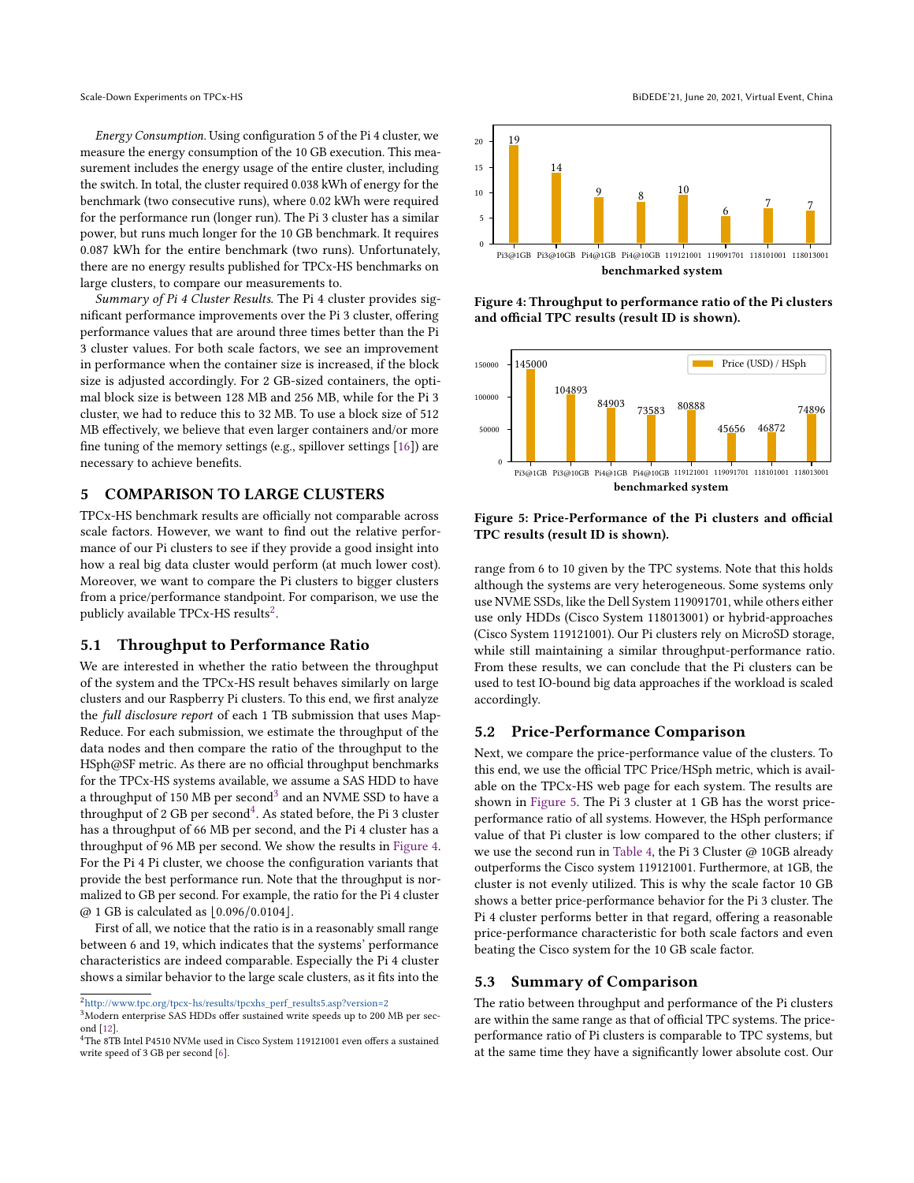*Energy Consumption.* Using configuration 5 of the Pi 4 cluster, we measure the energy consumption of the 10 GB execution. This measurement includes the energy usage of the entire cluster, including the switch. In total, the cluster required 0.038 kWh of energy for the benchmark (two consecutive runs), where 0.02 kWh were required for the performance run (longer run). The Pi 3 cluster has a similar power, but runs much longer for the 10 GB benchmark. It requires 0.087 kWh for the entire benchmark (two runs). Unfortunately, there are no energy results published for TPCx-HS benchmarks on large clusters, to compare our measurements to.

*Summary of Pi 4 Cluster Results.* The Pi 4 cluster provides significant performance improvements over the Pi 3 cluster, offering performance values that are around three times better than the Pi 3 cluster values. For both scale factors, we see an improvement in performance when the container size is increased, if the block size is adjusted accordingly. For 2 GB-sized containers, the optimal block size is between 128 MB and 256 MB, while for the Pi 3 cluster, we had to reduce this to 32 MB. To use a block size of 512 MB effectively, we believe that even larger containers and/or more fine tuning of the memory settings (e.g., spillover settings [16]) are necessary to achieve benefits.

## 5 COMPARISON TO LARGE CLUSTERS

TPCx-HS benchmark results are officially not comparable across scale factors. However, we want to find out the relative performance of our Pi clusters to see if they provide a good insight into how a real big data cluster would perform (at much lower cost). Moreover, we want to compare the Pi clusters to bigger clusters from a price/performance standpoint. For comparison, we use the publicly available TPCx-HS results[2].

### 5.1 Throughput to Performance Ratio

We are interested in whether the ratio between the throughput of the system and the TPCx-HS result behaves similarly on large clusters and our Raspberry Pi clusters. To this end, we first analyze the *full disclosure report* of each 1 TB submission that uses MapReduce. For each submission, we estimate the throughput of the data nodes and then compare the ratio of the throughput to the HSph@SF metric. As there are no official throughput benchmarks for the TPCx-HS systems available, we assume a SAS HDD to have a throughput of 150 MB per second[3] and an NVME SSD to have a throughput of 2 GB per second[4]. As stated before, the Pi 3 cluster has a throughput of 66 MB per second, and the Pi 4 cluster has a throughput of 96 MB per second. We show the results in Figure 4. For the Pi 4 Pi cluster, we choose the configuration variants that provide the best performance run. Note that the throughput is normalized to GB per second. For example, the ratio for the Pi 4 cluster @ 1 GB is calculated as $\lfloor 0.096/0.0104 \rfloor$.

First of all, we notice that the ratio is in a reasonably small range between 6 and 19, which indicates that the systems' performance characteristics are indeed comparable. Especially the Pi 4 cluster shows a similar behavior to the large scale clusters, as it fits into the range from 6 to 10 given by the TPC systems. Note that this holds although the systems are very heterogeneous. Some systems only use NVME SSDs, like the Dell System 119091701, while others either use only HDDs (Cisco System 118013001) or hybrid-approaches (Cisco System 119121001). Our Pi clusters rely on MicroSD storage, while still maintaining a similar throughput-performance ratio. From these results, we can conclude that the Pi clusters can be used to test IO-bound big data approaches if the workload is scaled accordingly.

| benchmarked system | Pi3@1GB | Pi3@10GB | Pi4@1GB | Pi4@10GB | 119121001 | 119091701 | 118101001 | 118013001 |
|---|---|---|---|---|---|---|---|---|
| Ratio | 19 | 14 | 9 | 8 | 10 | 6 | 7 | 7 |

**Figure 4: Throughput to performance ratio of the Pi clusters and official TPC results (result ID is shown).**

| benchmarked system | Pi3@1GB | Pi3@10GB | Pi4@1GB | Pi4@10GB | 119121001 | 119091701 | 118101001 | 118013001 |
|---|---|---|---|---|---|---|---|---|
| Price (USD) / HSph | 145000 | 104893 | 84903 | 73583 | 80888 | 45656 | 46872 | 74896 |

**Figure 5: Price-Performance of the Pi clusters and official TPC results (result ID is shown).**

### 5.2 Price-Performance Comparison

Next, we compare the price-performance value of the clusters. To this end, we use the official TPC Price/HSph metric, which is available on the TPCx-HS web page for each system. The results are shown in Figure 5. The Pi 3 cluster at 1 GB has the worst price-performance ratio of all systems. However, the HSph performance value of that Pi cluster is low compared to the other clusters; if we use the second run in Table 4, the Pi 3 Cluster @ 10GB already outperforms the Cisco system 119121001. Furthermore, at 1GB, the cluster is not evenly utilized. This is why the scale factor 10 GB shows a better price-performance behavior for the Pi 3 cluster. The Pi 4 cluster performs better in that regard, offering a reasonable price-performance characteristic for both scale factors and even beating the Cisco system for the 10 GB scale factor.

### 5.3 Summary of Comparison

The ratio between throughput and performance of the Pi clusters are within the same range as that of official TPC systems. The price-performance ratio of Pi clusters is comparable to TPC systems, but at the same time they have a significantly lower absolute cost. Our

---

[2] http://www.tpc.org/tpcx-hs/results/tpcxhs_perf_results5.asp?version=2

[3] Modern enterprise SAS HDDs offer sustained write speeds up to 200 MB per second [12].

[4] The 8TB Intel P4510 NVMe used in Cisco System 119121001 even offers a sustained write speed of 3 GB per second [6].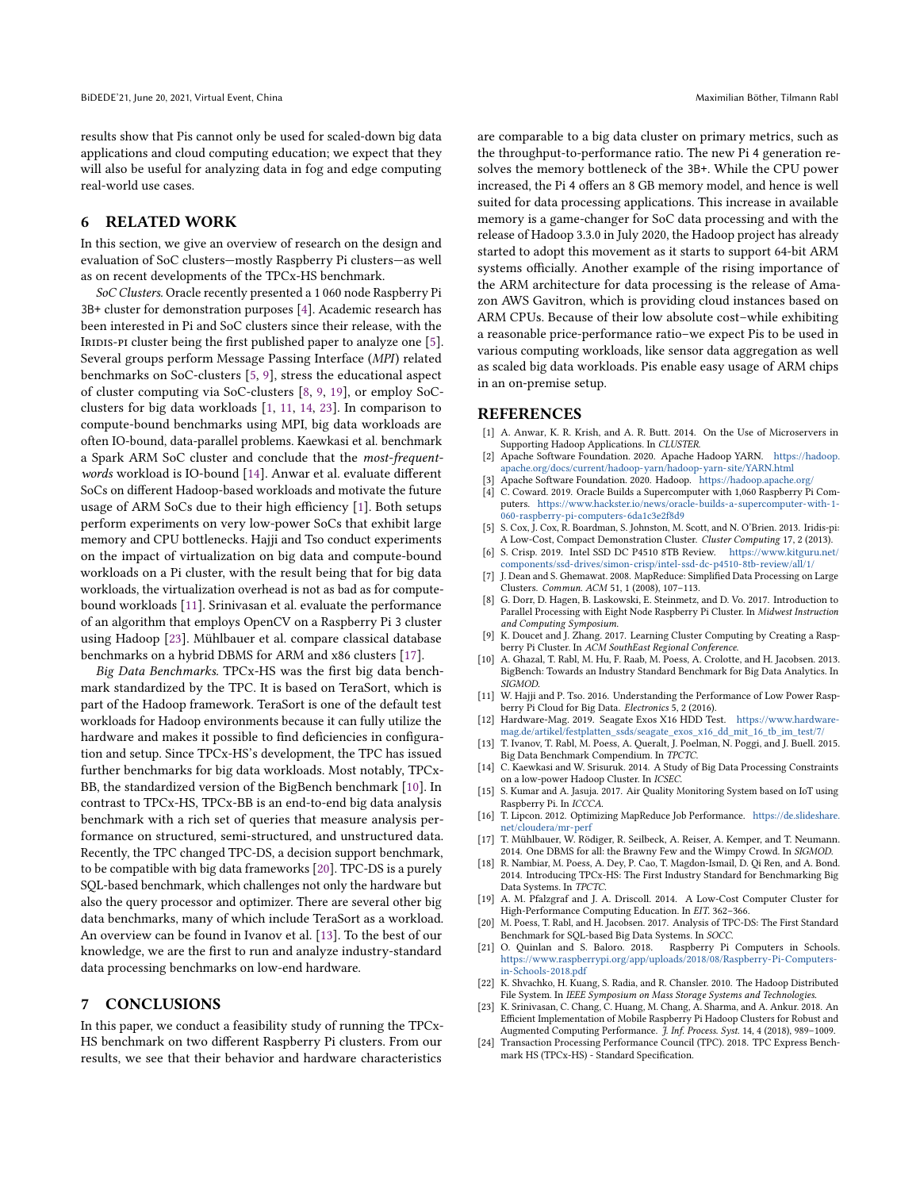results show that Pis cannot only be used for scaled-down big data applications and cloud computing education; we expect that they will also be useful for analyzing data in fog and edge computing real-world use cases.

## 6 RELATED WORK

In this section, we give an overview of research on the design and evaluation of SoC clusters—mostly Raspberry Pi clusters—as well as on recent developments of the TPCx-HS benchmark.

*SoC Clusters.* Oracle recently presented a 1 060 node Raspberry Pi 3B+ cluster for demonstration purposes [4]. Academic research has been interested in Pi and SoC clusters since their release, with the Iridis-pi cluster being the first published paper to analyze one [5]. Several groups perform Message Passing Interface (*MPI*) related benchmarks on SoC-clusters [5, 9], stress the educational aspect of cluster computing via SoC-clusters [8, 9, 19], or employ SoC-clusters for big data workloads [1, 11, 14, 23]. In comparison to compute-bound benchmarks using MPI, big data workloads are often IO-bound, data-parallel problems. Kaewkasi et al. benchmark a Spark ARM SoC cluster and conclude that the *most-frequent-words* workload is IO-bound [14]. Anwar et al. evaluate different SoCs on different Hadoop-based workloads and motivate the future usage of ARM SoCs due to their high efficiency [1]. Both setups perform experiments on very low-power SoCs that exhibit large memory and CPU bottlenecks. Hajji and Tso conduct experiments on the impact of virtualization on big data and compute-bound workloads on a Pi cluster, with the result being that for big data workloads, the virtualization overhead is not as bad as for compute-bound workloads [11]. Srinivasan et al. evaluate the performance of an algorithm that employs OpenCV on a Raspberry Pi 3 cluster using Hadoop [23]. Mühlbauer et al. compare classical database benchmarks on a hybrid DBMS for ARM and x86 clusters [17].

*Big Data Benchmarks.* TPCx-HS was the first big data benchmark standardized by the TPC. It is based on TeraSort, which is part of the Hadoop framework. TeraSort is one of the default test workloads for Hadoop environments because it can fully utilize the hardware and makes it possible to find deficiencies in configuration and setup. Since TPCx-HS's development, the TPC has issued further benchmarks for big data workloads. Most notably, TPCx-BB, the standardized version of the BigBench benchmark [10]. In contrast to TPCx-HS, TPCx-BB is an end-to-end big data analysis benchmark with a rich set of queries that measure analysis performance on structured, semi-structured, and unstructured data. Recently, the TPC changed TPC-DS, a decision support benchmark, to be compatible with big data frameworks [20]. TPC-DS is a purely SQL-based benchmark, which challenges not only the hardware but also the query processor and optimizer. There are several other big data benchmarks, many of which include TeraSort as a workload. An overview can be found in Ivanov et al. [13]. To the best of our knowledge, we are the first to run and analyze industry-standard data processing benchmarks on low-end hardware.

## 7 CONCLUSIONS

In this paper, we conduct a feasibility study of running the TPCx-HS benchmark on two different Raspberry Pi clusters. From our results, we see that their behavior and hardware characteristics are comparable to a big data cluster on primary metrics, such as the throughput-to-performance ratio. The new Pi 4 generation resolves the memory bottleneck of the 3B+. While the CPU power increased, the Pi 4 offers an 8 GB memory model, and hence is well suited for data processing applications. This increase in available memory is a game-changer for SoC data processing and with the release of Hadoop 3.3.0 in July 2020, the Hadoop project has already started to adopt this movement as it starts to support 64-bit ARM systems officially. Another example of the rising importance of the ARM architecture for data processing is the release of Amazon AWS Gavitron, which is providing cloud instances based on ARM CPUs. Because of their low absolute cost–while exhibiting a reasonable price-performance ratio–we expect Pis to be used in various computing workloads, like sensor data aggregation as well as scaled big data workloads. Pis enable easy usage of ARM chips in an on-premise setup.

## REFERENCES

[1] A. Anwar, K. R. Krish, and A. R. Butt. 2014. On the Use of Microservers in Supporting Hadoop Applications. In *CLUSTER*.

[2] Apache Software Foundation. 2020. Apache Hadoop YARN. https://hadoop.apache.org/docs/current/hadoop-yarn/hadoop-yarn-site/YARN.html

[3] Apache Software Foundation. 2020. Hadoop. https://hadoop.apache.org/

[4] C. Coward. 2019. Oracle Builds a Supercomputer with 1,060 Raspberry Pi Computers. https://www.hackster.io/news/oracle-builds-a-supercomputer-with-1-060-raspberry-pi-computers-6da1c3e2f8d9

[5] S. Cox, J. Cox, R. Boardman, S. Johnston, M. Scott, and N. O'Brien. 2013. Iridis-pi: A Low-Cost, Compact Demonstration Cluster. *Cluster Computing* 17, 2 (2013).

[6] S. Crisp. 2019. Intel SSD DC P4510 8TB Review. https://www.kitguru.net/components/ssd-drives/simon-crisp/intel-ssd-dc-p4510-8tb-review/all/1/

[7] J. Dean and S. Ghemawat. 2008. MapReduce: Simplified Data Processing on Large Clusters. *Commun. ACM* 51, 1 (2008), 107–113.

[8] G. Dorr, D. Hagen, B. Laskowski, E. Steinmetz, and D. Vo. 2017. Introduction to Parallel Processing with Eight Node Raspberry Pi Cluster. In *Midwest Instruction and Computing Symposium*.

[9] K. Doucet and J. Zhang. 2017. Learning Cluster Computing by Creating a Raspberry Pi Cluster. In *ACM SouthEast Regional Conference*.

[10] A. Ghazal, T. Rabl, M. Hu, F. Raab, M. Poess, A. Crolotte, and H. Jacobsen. 2013. BigBench: Towards an Industry Standard Benchmark for Big Data Analytics. In *SIGMOD*.

[11] W. Hajji and F. Tso. 2016. Understanding the Performance of Low Power Raspberry Pi Cloud for Big Data. *Electronics* 5, 2 (2016).

[12] Hardware-Mag. 2019. Seagate Exos X16 HDD Test. https://www.hardware-mag.de/artikel/festplatten_ssds/seagate_exos_x16_dd_mit_16_tb_im_test/7/

[13] T. Ivanov, T. Rabl, M. Poess, A. Queralt, J. Poelman, N. Poggi, and J. Buell. 2015. Big Data Benchmark Compendium. In *TPCTC*.

[14] C. Kaewkasi and W. Srisuruk. 2014. A Study of Big Data Processing Constraints on a low-power Hadoop Cluster. In *ICSEC*.

[15] S. Kumar and A. Jasuja. 2017. Air Quality Monitoring System based on IoT using Raspberry Pi. In *ICCCA*.

[16] T. Lipcon. 2012. Optimizing MapReduce Job Performance. https://de.slideshare.net/cloudera/mr-perf

[17] T. Mühlbauer, W. Rödiger, R. Seilbeck, A. Reiser, A. Kemper, and T. Neumann. 2014. One DBMS for all: the Brawny Few and the Wimpy Crowd. In *SIGMOD*.

[18] R. Nambiar, M. Poess, A. Dey, P. Cao, T. Magdon-Ismail, D. Qi Ren, and A. Bond. 2014. Introducing TPCx-HS: The First Industry Standard for Benchmarking Big Data Systems. In *TPCTC*.

[19] A. M. Pfalzgraf and J. A. Driscoll. 2014. A Low-Cost Computer Cluster for High-Performance Computing Education. In *EIT*. 362–366.

[20] M. Poess, T. Rabl, and H. Jacobsen. 2017. Analysis of TPC-DS: The First Standard Benchmark for SQL-based Big Data Systems. In *SOCC*.

[21] O. Quinlan and S. Baloro. 2018. Raspberry Pi Computers in Schools. https://www.raspberrypi.org/app/uploads/2018/08/Raspberry-Pi-Computers-in-Schools-2018.pdf

[22] K. Shvachko, H. Kuang, S. Radia, and R. Chansler. 2010. The Hadoop Distributed File System. In *IEEE Symposium on Mass Storage Systems and Technologies*.

[23] K. Srinivasan, C. Chang, C. Huang, M. Chang, A. Sharma, and A. Ankur. 2018. An Efficient Implementation of Mobile Raspberry Pi Hadoop Clusters for Robust and Augmented Computing Performance. *J. Inf. Process. Syst.* 14, 4 (2018), 989–1009.

[24] Transaction Processing Performance Council (TPC). 2018. TPC Express Benchmark HS (TPCx-HS) - Standard Specification.